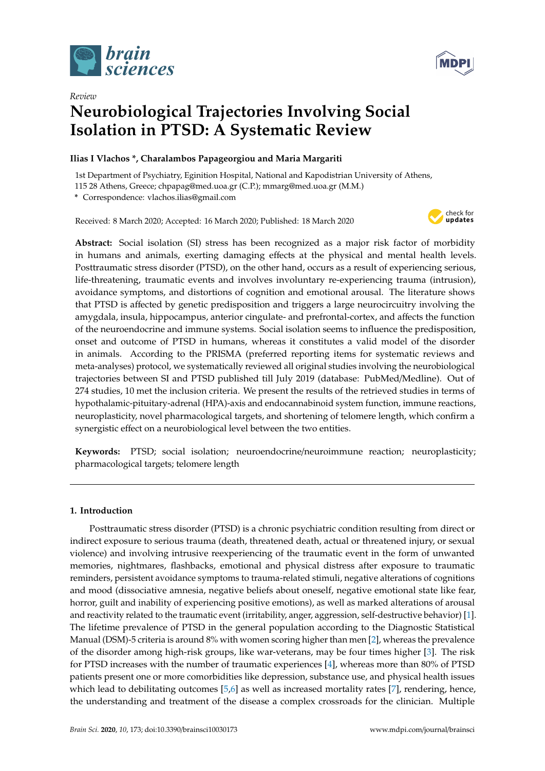*Review*

# Neurobiological Trajectories Involving Social Isolation in PTSD: A Systematic Review

**Ilias I Vlachos \*, Charalambos Papageorgiou and Maria Margariti**

1st Department of Psychiatry, Eginition Hospital, National and Kapodistrian University of Athens, 115 28 Athens, Greece; chpapag@med.uoa.gr (C.P.); mmarg@med.uoa.gr (M.M.)

\* Correspondence: vlachos.ilias@gmail.com

Received: 8 March 2020; Accepted: 16 March 2020; Published: 18 March 2020

**Abstract:** Social isolation (SI) stress has been recognized as a major risk factor of morbidity in humans and animals, exerting damaging effects at the physical and mental health levels. Posttraumatic stress disorder (PTSD), on the other hand, occurs as a result of experiencing serious, life-threatening, traumatic events and involves involuntary re-experiencing trauma (intrusion), avoidance symptoms, and distortions of cognition and emotional arousal. The literature shows that PTSD is affected by genetic predisposition and triggers a large neurocircuitry involving the amygdala, insula, hippocampus, anterior cingulate- and prefrontal-cortex, and affects the function of the neuroendocrine and immune systems. Social isolation seems to influence the predisposition, onset and outcome of PTSD in humans, whereas it constitutes a valid model of the disorder in animals. According to the PRISMA (preferred reporting items for systematic reviews and meta-analyses) protocol, we systematically reviewed all original studies involving the neurobiological trajectories between SI and PTSD published till July 2019 (database: PubMed/Medline). Out of 274 studies, 10 met the inclusion criteria. We present the results of the retrieved studies in terms of hypothalamic-pituitary-adrenal (HPA)-axis and endocannabinoid system function, immune reactions, neuroplasticity, novel pharmacological targets, and shortening of telomere length, which confirm a synergistic effect on a neurobiological level between the two entities.

**Keywords:** PTSD; social isolation; neuroendocrine/neuroimmune reaction; neuroplasticity; pharmacological targets; telomere length

## 1. Introduction

Posttraumatic stress disorder (PTSD) is a chronic psychiatric condition resulting from direct or indirect exposure to serious trauma (death, threatened death, actual or threatened injury, or sexual violence) and involving intrusive reexperiencing of the traumatic event in the form of unwanted memories, nightmares, flashbacks, emotional and physical distress after exposure to traumatic reminders, persistent avoidance symptoms to trauma-related stimuli, negative alterations of cognitions and mood (dissociative amnesia, negative beliefs about oneself, negative emotional state like fear, horror, guilt and inability of experiencing positive emotions), as well as marked alterations of arousal and reactivity related to the traumatic event (irritability, anger, aggression, self-destructive behavior) [1]. The lifetime prevalence of PTSD in the general population according to the Diagnostic Statistical Manual (DSM)-5 criteria is around 8% with women scoring higher than men [2], whereas the prevalence of the disorder among high-risk groups, like war-veterans, may be four times higher [3]. The risk for PTSD increases with the number of traumatic experiences [4], whereas more than 80% of PTSD patients present one or more comorbidities like depression, substance use, and physical health issues which lead to debilitating outcomes [5,6] as well as increased mortality rates [7], rendering, hence, the understanding and treatment of the disease a complex crossroads for the clinician. Multiple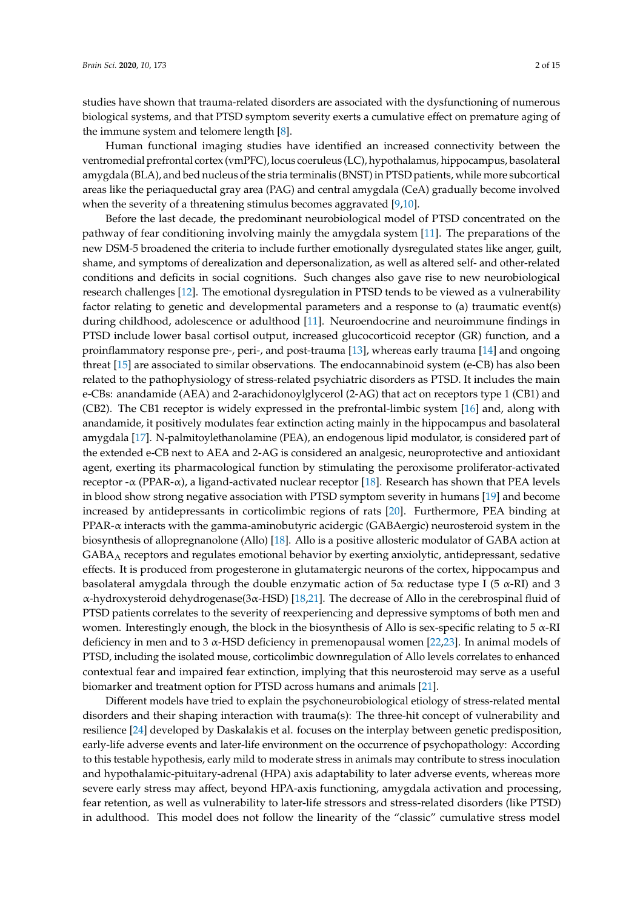studies have shown that trauma-related disorders are associated with the dysfunctioning of numerous biological systems, and that PTSD symptom severity exerts a cumulative effect on premature aging of the immune system and telomere length [8].

Human functional imaging studies have identified an increased connectivity between the ventromedial prefrontal cortex (vmPFC), locus coeruleus (LC), hypothalamus, hippocampus, basolateral amygdala (BLA), and bed nucleus of the stria terminalis (BNST) in PTSD patients, while more subcortical areas like the periaqueductal gray area (PAG) and central amygdala (CeA) gradually become involved when the severity of a threatening stimulus becomes aggravated [9,10].

Before the last decade, the predominant neurobiological model of PTSD concentrated on the pathway of fear conditioning involving mainly the amygdala system [11]. The preparations of the new DSM-5 broadened the criteria to include further emotionally dysregulated states like anger, guilt, shame, and symptoms of derealization and depersonalization, as well as altered self- and other-related conditions and deficits in social cognitions. Such changes also gave rise to new neurobiological research challenges [12]. The emotional dysregulation in PTSD tends to be viewed as a vulnerability factor relating to genetic and developmental parameters and a response to (a) traumatic event(s) during childhood, adolescence or adulthood [11]. Neuroendocrine and neuroimmune findings in PTSD include lower basal cortisol output, increased glucocorticoid receptor (GR) function, and a proinflammatory response pre-, peri-, and post-trauma [13], whereas early trauma [14] and ongoing threat [15] are associated to similar observations. The endocannabinoid system (e-CB) has also been related to the pathophysiology of stress-related psychiatric disorders as PTSD. It includes the main e-CBs: anandamide (AEA) and 2-arachidonoylglycerol (2-AG) that act on receptors type 1 (CB1) and (CB2). The CB1 receptor is widely expressed in the prefrontal-limbic system [16] and, along with anandamide, it positively modulates fear extinction acting mainly in the hippocampus and basolateral amygdala [17]. N-palmitoylethanolamine (PEA), an endogenous lipid modulator, is considered part of the extended e-CB next to AEA and 2-AG is considered an analgesic, neuroprotective and antioxidant agent, exerting its pharmacological function by stimulating the peroxisome proliferator-activated receptor -$\alpha$ (PPAR-$\alpha$), a ligand-activated nuclear receptor [18]. Research has shown that PEA levels in blood show strong negative association with PTSD symptom severity in humans [19] and become increased by antidepressants in corticolimbic regions of rats [20]. Furthermore, PEA binding at PPAR-$\alpha$ interacts with the gamma-aminobutyric acidergic (GABAergic) neurosteroid system in the biosynthesis of allopregnanolone (Allo) [18]. Allo is a positive allosteric modulator of GABA action at $GABA_A$ receptors and regulates emotional behavior by exerting anxiolytic, antidepressant, sedative effects. It is produced from progesterone in glutamatergic neurons of the cortex, hippocampus and basolateral amygdala through the double enzymatic action of 5$\alpha$ reductase type I (5 $\alpha$-RI) and 3 $\alpha$-hydroxysteroid dehydrogenase(3$\alpha$-HSD) [18,21]. The decrease of Allo in the cerebrospinal fluid of PTSD patients correlates to the severity of reexperiencing and depressive symptoms of both men and women. Interestingly enough, the block in the biosynthesis of Allo is sex-specific relating to 5 $\alpha$-RI deficiency in men and to 3 $\alpha$-HSD deficiency in premenopausal women [22,23]. In animal models of PTSD, including the isolated mouse, corticolimbic downregulation of Allo levels correlates to enhanced contextual fear and impaired fear extinction, implying that this neurosteroid may serve as a useful biomarker and treatment option for PTSD across humans and animals [21].

Different models have tried to explain the psychoneurobiological etiology of stress-related mental disorders and their shaping interaction with trauma(s): The three-hit concept of vulnerability and resilience [24] developed by Daskalakis et al. focuses on the interplay between genetic predisposition, early-life adverse events and later-life environment on the occurrence of psychopathology: According to this testable hypothesis, early mild to moderate stress in animals may contribute to stress inoculation and hypothalamic-pituitary-adrenal (HPA) axis adaptability to later adverse events, whereas more severe early stress may affect, beyond HPA-axis functioning, amygdala activation and processing, fear retention, as well as vulnerability to later-life stressors and stress-related disorders (like PTSD) in adulthood. This model does not follow the linearity of the "classic" cumulative stress model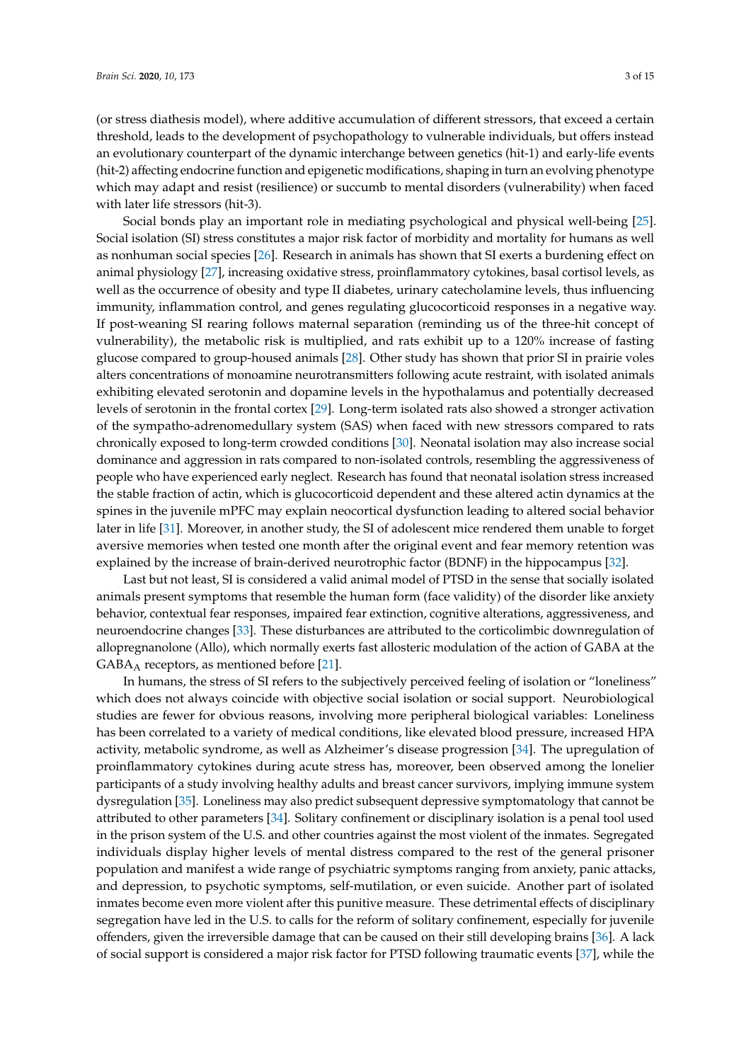(or stress diathesis model), where additive accumulation of different stressors, that exceed a certain threshold, leads to the development of psychopathology to vulnerable individuals, but offers instead an evolutionary counterpart of the dynamic interchange between genetics (hit-1) and early-life events (hit-2) affecting endocrine function and epigenetic modifications, shaping in turn an evolving phenotype which may adapt and resist (resilience) or succumb to mental disorders (vulnerability) when faced with later life stressors (hit-3).

Social bonds play an important role in mediating psychological and physical well-being [25]. Social isolation (SI) stress constitutes a major risk factor of morbidity and mortality for humans as well as nonhuman social species [26]. Research in animals has shown that SI exerts a burdening effect on animal physiology [27], increasing oxidative stress, proinflammatory cytokines, basal cortisol levels, as well as the occurrence of obesity and type II diabetes, urinary catecholamine levels, thus influencing immunity, inflammation control, and genes regulating glucocorticoid responses in a negative way. If post-weaning SI rearing follows maternal separation (reminding us of the three-hit concept of vulnerability), the metabolic risk is multiplied, and rats exhibit up to a 120% increase of fasting glucose compared to group-housed animals [28]. Other study has shown that prior SI in prairie voles alters concentrations of monoamine neurotransmitters following acute restraint, with isolated animals exhibiting elevated serotonin and dopamine levels in the hypothalamus and potentially decreased levels of serotonin in the frontal cortex [29]. Long-term isolated rats also showed a stronger activation of the sympatho-adrenomedullary system (SAS) when faced with new stressors compared to rats chronically exposed to long-term crowded conditions [30]. Neonatal isolation may also increase social dominance and aggression in rats compared to non-isolated controls, resembling the aggressiveness of people who have experienced early neglect. Research has found that neonatal isolation stress increased the stable fraction of actin, which is glucocorticoid dependent and these altered actin dynamics at the spines in the juvenile mPFC may explain neocortical dysfunction leading to altered social behavior later in life [31]. Moreover, in another study, the SI of adolescent mice rendered them unable to forget aversive memories when tested one month after the original event and fear memory retention was explained by the increase of brain-derived neurotrophic factor (BDNF) in the hippocampus [32].

Last but not least, SI is considered a valid animal model of PTSD in the sense that socially isolated animals present symptoms that resemble the human form (face validity) of the disorder like anxiety behavior, contextual fear responses, impaired fear extinction, cognitive alterations, aggressiveness, and neuroendocrine changes [33]. These disturbances are attributed to the corticolimbic downregulation of allopregnanolone (Allo), which normally exerts fast allosteric modulation of the action of GABA at the $GABA_A$ receptors, as mentioned before [21].

In humans, the stress of SI refers to the subjectively perceived feeling of isolation or "loneliness" which does not always coincide with objective social isolation or social support. Neurobiological studies are fewer for obvious reasons, involving more peripheral biological variables: Loneliness has been correlated to a variety of medical conditions, like elevated blood pressure, increased HPA activity, metabolic syndrome, as well as Alzheimer's disease progression [34]. The upregulation of proinflammatory cytokines during acute stress has, moreover, been observed among the lonelier participants of a study involving healthy adults and breast cancer survivors, implying immune system dysregulation [35]. Loneliness may also predict subsequent depressive symptomatology that cannot be attributed to other parameters [34]. Solitary confinement or disciplinary isolation is a penal tool used in the prison system of the U.S. and other countries against the most violent of the inmates. Segregated individuals display higher levels of mental distress compared to the rest of the general prisoner population and manifest a wide range of psychiatric symptoms ranging from anxiety, panic attacks, and depression, to psychotic symptoms, self-mutilation, or even suicide. Another part of isolated inmates become even more violent after this punitive measure. These detrimental effects of disciplinary segregation have led in the U.S. to calls for the reform of solitary confinement, especially for juvenile offenders, given the irreversible damage that can be caused on their still developing brains [36]. A lack of social support is considered a major risk factor for PTSD following traumatic events [37], while the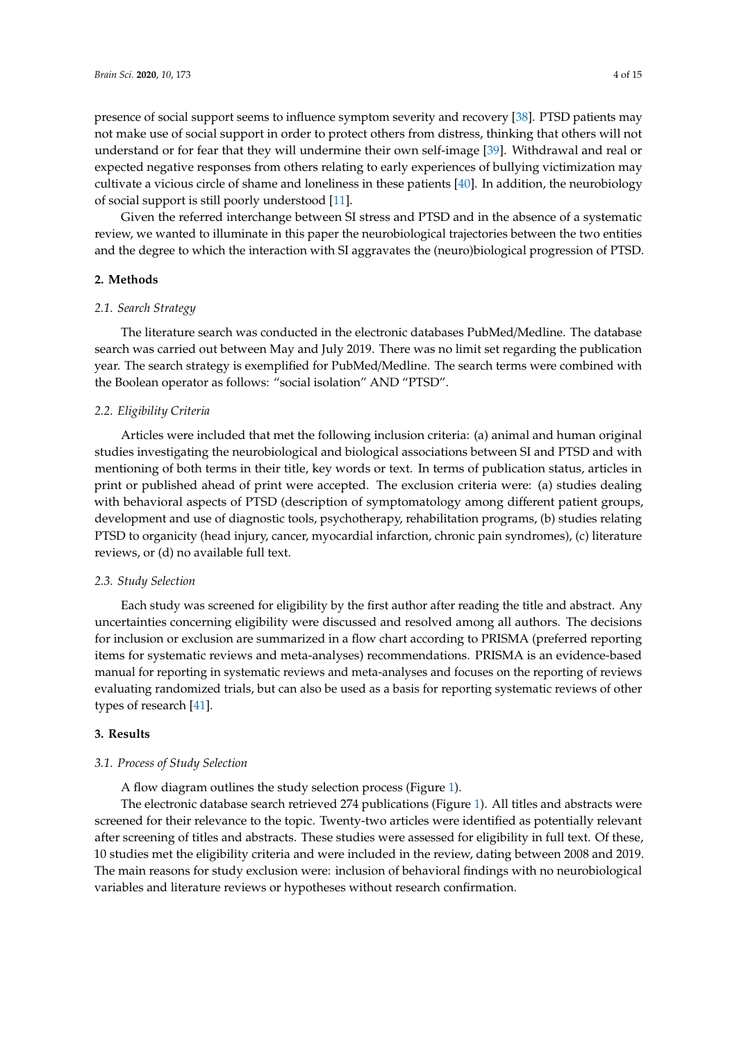presence of social support seems to influence symptom severity and recovery [38]. PTSD patients may not make use of social support in order to protect others from distress, thinking that others will not understand or for fear that they will undermine their own self-image [39]. Withdrawal and real or expected negative responses from others relating to early experiences of bullying victimization may cultivate a vicious circle of shame and loneliness in these patients [40]. In addition, the neurobiology of social support is still poorly understood [11].

Given the referred interchange between SI stress and PTSD and in the absence of a systematic review, we wanted to illuminate in this paper the neurobiological trajectories between the two entities and the degree to which the interaction with SI aggravates the (neuro)biological progression of PTSD.

## 2. Methods

### *2.1. Search Strategy*

The literature search was conducted in the electronic databases PubMed/Medline. The database search was carried out between May and July 2019. There was no limit set regarding the publication year. The search strategy is exemplified for PubMed/Medline. The search terms were combined with the Boolean operator as follows: "social isolation" AND "PTSD".

### *2.2. Eligibility Criteria*

Articles were included that met the following inclusion criteria: (a) animal and human original studies investigating the neurobiological and biological associations between SI and PTSD and with mentioning of both terms in their title, key words or text. In terms of publication status, articles in print or published ahead of print were accepted. The exclusion criteria were: (a) studies dealing with behavioral aspects of PTSD (description of symptomatology among different patient groups, development and use of diagnostic tools, psychotherapy, rehabilitation programs, (b) studies relating PTSD to organicity (head injury, cancer, myocardial infarction, chronic pain syndromes), (c) literature reviews, or (d) no available full text.

### *2.3. Study Selection*

Each study was screened for eligibility by the first author after reading the title and abstract. Any uncertainties concerning eligibility were discussed and resolved among all authors. The decisions for inclusion or exclusion are summarized in a flow chart according to PRISMA (preferred reporting items for systematic reviews and meta-analyses) recommendations. PRISMA is an evidence-based manual for reporting in systematic reviews and meta-analyses and focuses on the reporting of reviews evaluating randomized trials, but can also be used as a basis for reporting systematic reviews of other types of research [41].

## 3. Results

### *3.1. Process of Study Selection*

A flow diagram outlines the study selection process (Figure 1).

The electronic database search retrieved 274 publications (Figure 1). All titles and abstracts were screened for their relevance to the topic. Twenty-two articles were identified as potentially relevant after screening of titles and abstracts. These studies were assessed for eligibility in full text. Of these, 10 studies met the eligibility criteria and were included in the review, dating between 2008 and 2019. The main reasons for study exclusion were: inclusion of behavioral findings with no neurobiological variables and literature reviews or hypotheses without research confirmation.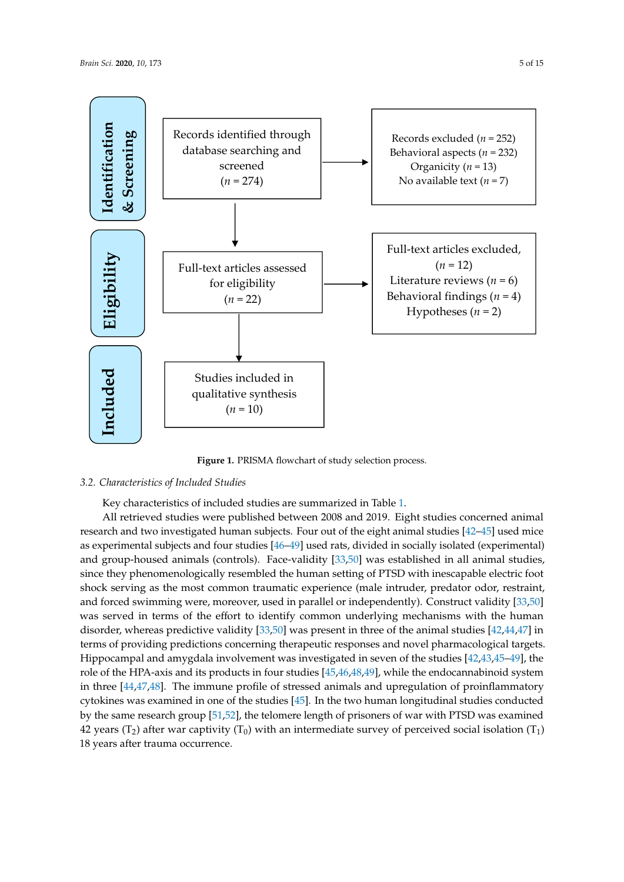Identification & Screening

Records identified through database searching and screened ($n$ = 274)

Records excluded ($n$ = 252)
Behavioral aspects ($n$ = 232)
Organicity ($n$ = 13)
No available text ($n$ = 7)

Eligibility

Full-text articles assessed for eligibility ($n$ = 22)

Full-text articles excluded, ($n$ = 12)
Literature reviews ($n$ = 6)
Behavioral findings ($n$ = 4)
Hypotheses ($n$ = 2)

Included

Studies included in qualitative synthesis ($n$ = 10)

**Figure 1.** PRISMA flowchart of study selection process.

### 3.2. Characteristics of Included Studies

Key characteristics of included studies are summarized in Table 1.

All retrieved studies were published between 2008 and 2019. Eight studies concerned animal research and two investigated human subjects. Four out of the eight animal studies [42–45] used mice as experimental subjects and four studies [46–49] used rats, divided in socially isolated (experimental) and group-housed animals (controls). Face-validity [33,50] was established in all animal studies, since they phenomenologically resembled the human setting of PTSD with inescapable electric foot shock serving as the most common traumatic experience (male intruder, predator odor, restraint, and forced swimming were, moreover, used in parallel or independently). Construct validity [33,50] was served in terms of the effort to identify common underlying mechanisms with the human disorder, whereas predictive validity [33,50] was present in three of the animal studies [42,44,47] in terms of providing predictions concerning therapeutic responses and novel pharmacological targets. Hippocampal and amygdala involvement was investigated in seven of the studies [42,43,45–49], the role of the HPA-axis and its products in four studies [45,46,48,49], while the endocannabinoid system in three [44,47,48]. The immune profile of stressed animals and upregulation of proinflammatory cytokines was examined in one of the studies [45]. In the two human longitudinal studies conducted by the same research group [51,52], the telomere length of prisoners of war with PTSD was examined 42 years ($T_2$) after war captivity ($T_0$) with an intermediate survey of perceived social isolation ($T_1$) 18 years after trauma occurrence.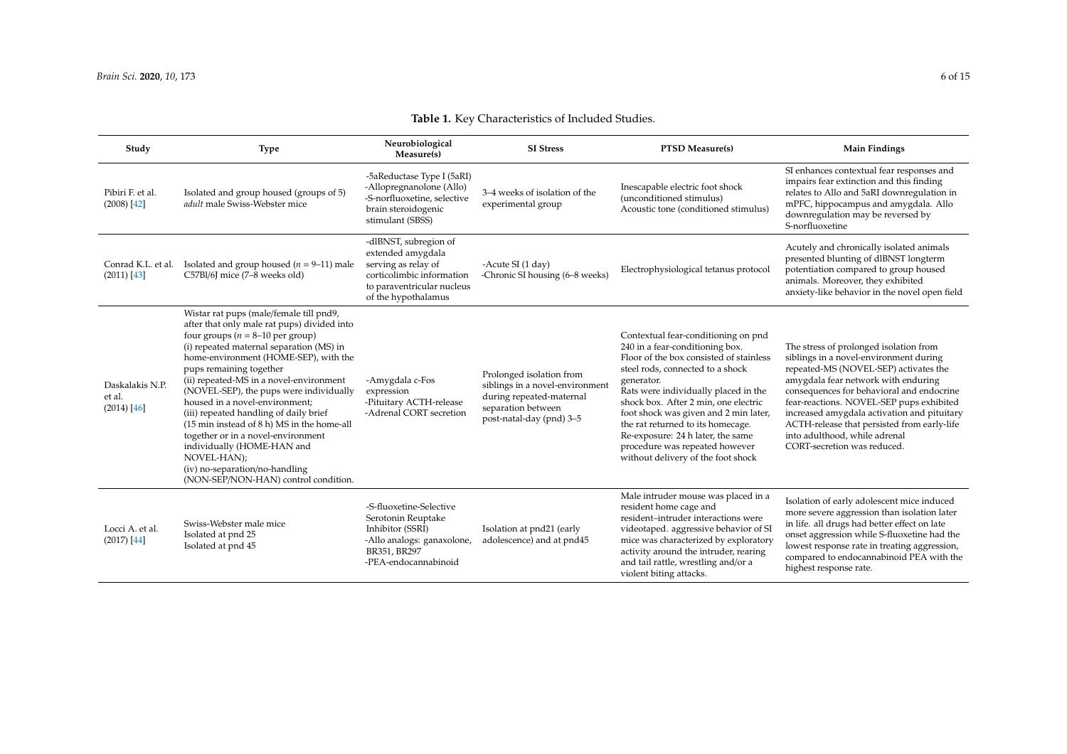**Table 1.** Key Characteristics of Included Studies.

| Study | Type | Neurobiological Measure(s) | SI Stress | PTSD Measure(s) | Main Findings |
| --- | --- | --- | --- | --- | --- |
| Pibiri F. et al. (2008) [42] | Isolated and group housed (groups of 5) *adult* male Swiss-Webster mice | -5aReductase Type I (5aRI) -Allopregnanolone (Allo) -S-norfluoxetine, selective brain steroidogenic stimulant (SBSS) | 3–4 weeks of isolation of the experimental group | Inescapable electric foot shock (unconditioned stimulus) Acoustic tone (conditioned stimulus) | SI enhances contextual fear responses and impairs fear extinction and this finding relates to Allo and 5aRI downregulation in mPFC, hippocampus and amygdala. Allo downregulation may be reversed by S-norfluoxetine |
| Conrad K.L. et al. (2011) [43] | Isolated and group housed ($n$ = 9–11) male C57Bl/6J mice (7–8 weeks old) | -dlBNST, subregion of extended amygdala serving as relay of corticolimbic information to paraventricular nucleus of the hypothalamus | -Acute SI (1 day) -Chronic SI housing (6–8 weeks) | Electrophysiological tetanus protocol | Acutely and chronically isolated animals presented blunting of dlBNST longterm potentiation compared to group housed animals. Moreover, they exhibited anxiety-like behavior in the novel open field |
| Daskalakis N.P. et al. (2014) [46] | Wistar rat pups (male/female till pnd9, after that only male rat pups) divided into four groups ($n$ = 8–10 per group) (i) repeated maternal separation (MS) in home-environment (HOME-SEP), with the pups remaining together (ii) repeated-MS in a novel-environment (NOVEL-SEP), the pups were individually housed in a novel-environment; (iii) repeated handling of daily brief (15 min instead of 8 h) MS in the home-all together or in a novel-environment individually (HOME-HAN and NOVEL-HAN); (iv) no-separation/no-handling (NON-SEP/NON-HAN) control condition. | -Amygdala c-Fos expression -Pituitary ACTH-release -Adrenal CORT secretion | Prolonged isolation from siblings in a novel-environment during repeated-maternal separation between post-natal-day (pnd) 3–5 | Contextual fear-conditioning on pnd 240 in a fear-conditioning box. Floor of the box consisted of stainless steel rods, connected to a shock generator. Rats were individually placed in the shock box. After 2 min, one electric foot shock was given and 2 min later, the rat returned to its homecage. Re-exposure: 24 h later, the same procedure was repeated however without delivery of the foot shock | The stress of prolonged isolation from siblings in a novel-environment during repeated-MS (NOVEL-SEP) activates the amygdala fear network with enduring consequences for behavioral and endocrine fear-reactions. NOVEL-SEP pups exhibited increased amygdala activation and pituitary ACTH-release that persisted from early-life into adulthood, while adrenal CORT-secretion was reduced. |
| Locci A. et al. (2017) [44] | Swiss-Webster male mice Isolated at pnd 25 Isolated at pnd 45 | -S-fluoxetine-Selective Serotonin Reuptake Inhibitor (SSRI) -Allo analogs: ganaxolone, BR351, BR297 -PEA-endocannabinoid | Isolation at pnd21 (early adolescence) and at pnd45 | Male intruder mouse was placed in a resident home cage and resident–intruder interactions were videotaped. aggressive behavior of SI mice was characterized by exploratory activity around the intruder, rearing and tail rattle, wrestling and/or a violent biting attacks. | Isolation of early adolescent mice induced more severe aggression than isolation later in life. all drugs had better effect on late onset aggression while S-fluoxetine had the lowest response rate in treating aggression, compared to endocannabinoid PEA with the highest response rate. |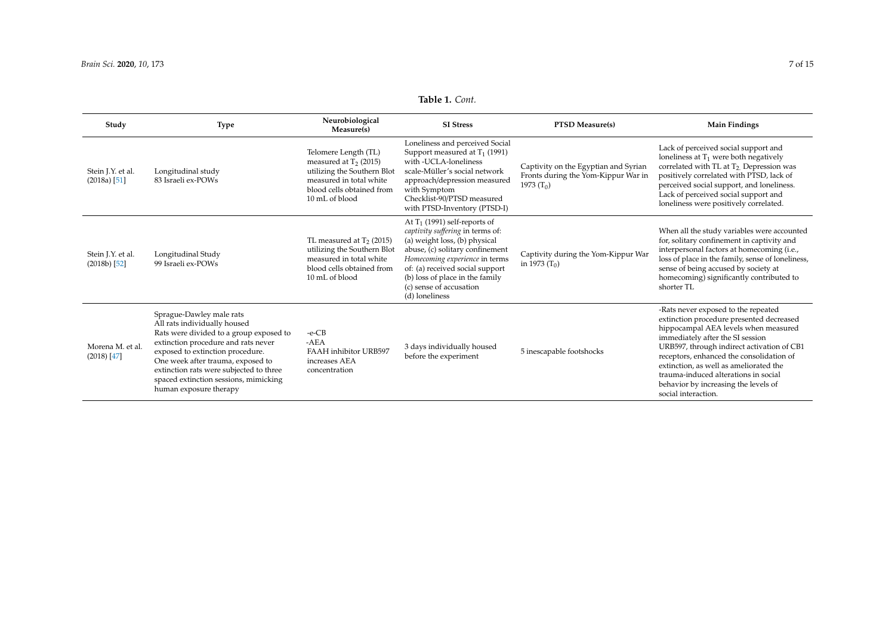**Table 1.** *Cont.*

| Study | Type | Neurobiological Measure(s) | SI Stress | PTSD Measure(s) | Main Findings |
|---|---|---|---|---|---|
| Stein J.Y. et al. (2018a) [51] | Longitudinal study 83 Israeli ex-POWs | Telomere Length (TL) measured at $T_2$ (2015) utilizing the Southern Blot measured in total white blood cells obtained from 10 mL of blood | Loneliness and perceived Social Support measured at $T_1$ (1991) with -UCLA-loneliness scale-Müller's social network approach/depression measured with Symptom Checklist-90/PTSD measured with PTSD-Inventory (PTSD-I) | Captivity on the Egyptian and Syrian Fronts during the Yom-Kippur War in 1973 ($T_0$) | Lack of perceived social support and loneliness at $T_1$ were both negatively correlated with TL at $T_2$. Depression was positively correlated with PTSD, lack of perceived social support, and loneliness. Lack of perceived social support and loneliness were positively correlated. |
| Stein J.Y. et al. (2018b) [52] | Longitudinal Study 99 Israeli ex-POWs | TL measured at $T_2$ (2015) utilizing the Southern Blot measured in total white blood cells obtained from 10 mL of blood | At $T_1$ (1991) self-reports of *captivity suffering* in terms of: (a) weight loss, (b) physical abuse, (c) solitary confinement *Homecoming experience* in terms of: (a) received social support (b) loss of place in the family (c) sense of accusation (d) loneliness | Captivity during the Yom-Kippur War in 1973 ($T_0$) | When all the study variables were accounted for, solitary confinement in captivity and interpersonal factors at homecoming (i.e., loss of place in the family, sense of loneliness, sense of being accused by society at homecoming) significantly contributed to shorter TL |
| Morena M. et al. (2018) [47] | Sprague-Dawley male rats All rats individually housed Rats were divided to a group exposed to extinction procedure and rats never exposed to extinction procedure. One week after trauma, exposed to extinction rats were subjected to three spaced extinction sessions, mimicking human exposure therapy | -e-CB -AEA FAAH inhibitor URB597 increases AEA concentration | 3 days individually housed before the experiment | 5 inescapable footshocks | -Rats never exposed to the repeated extinction procedure presented decreased hippocampal AEA levels when measured immediately after the SI session URB597, through indirect activation of CB1 receptors, enhanced the consolidation of extinction, as well as ameliorated the trauma-induced alterations in social behavior by increasing the levels of social interaction. |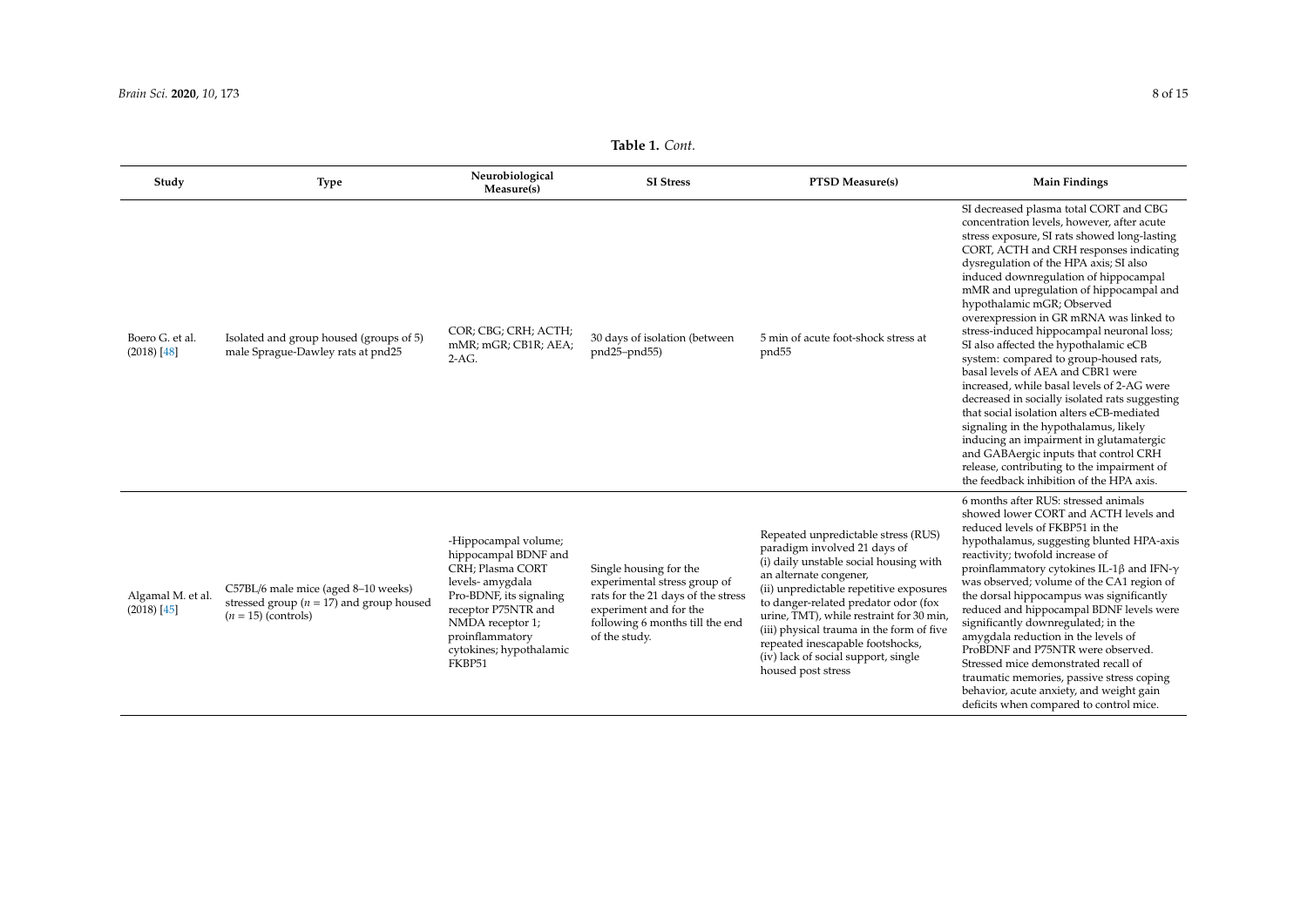**Table 1.** *Cont.*

| Study | Type | Neurobiological Measure(s) | SI Stress | PTSD Measure(s) | Main Findings |
| --- | --- | --- | --- | --- | --- |
| Boero G. et al. (2018) [48] | Isolated and group housed (groups of 5) male Sprague-Dawley rats at pnd25 | COR; CBG; CRH; ACTH; mMR; mGR; CB1R; AEA; 2-AG. | 30 days of isolation (between pnd25–pnd55) | 5 min of acute foot-shock stress at pnd55 | SI decreased plasma total CORT and CBG concentration levels, however, after acute stress exposure, SI rats showed long-lasting CORT, ACTH and CRH responses indicating dysregulation of the HPA axis; SI also induced downregulation of hippocampal mMR and upregulation of hippocampal and hypothalamic mGR; Observed overexpression in GR mRNA was linked to stress-induced hippocampal neuronal loss; SI also affected the hypothalamic eCB system: compared to group-housed rats, basal levels of AEA and CBR1 were increased, while basal levels of 2-AG were decreased in socially isolated rats suggesting that social isolation alters eCB-mediated signaling in the hypothalamus, likely inducing an impairment in glutamatergic and GABAergic inputs that control CRH release, contributing to the impairment of the feedback inhibition of the HPA axis. |
| Algamal M. et al. (2018) [45] | C57BL/6 male mice (aged 8–10 weeks) stressed group ($n = 17$) and group housed ($n = 15$) (controls) | -Hippocampal volume; hippocampal BDNF and CRH; Plasma CORT levels- amygdala Pro-BDNF, its signaling receptor P75NTR and NMDA receptor 1; proinflammatory cytokines; hypothalamic FKBP51 | Single housing for the experimental stress group of rats for the 21 days of the stress experiment and for the following 6 months till the end of the study. | Repeated unpredictable stress (RUS) paradigm involved 21 days of (i) daily unstable social housing with an alternate congener, (ii) unpredictable repetitive exposures to danger-related predator odor (fox urine, TMT), while restraint for 30 min, (iii) physical trauma in the form of five repeated inescapable footshocks, (iv) lack of social support, single housed post stress | 6 months after RUS: stressed animals showed lower CORT and ACTH levels and reduced levels of FKBP51 in the hypothalamus, suggesting blunted HPA-axis reactivity; twofold increase of proinflammatory cytokines IL-1β and IFN-γ was observed; volume of the CA1 region of the dorsal hippocampus was significantly reduced and hippocampal BDNF levels were significantly downregulated; in the amygdala reduction in the levels of ProBDNF and P75NTR were observed. Stressed mice demonstrated recall of traumatic memories, passive stress coping behavior, acute anxiety, and weight gain deficits when compared to control mice. |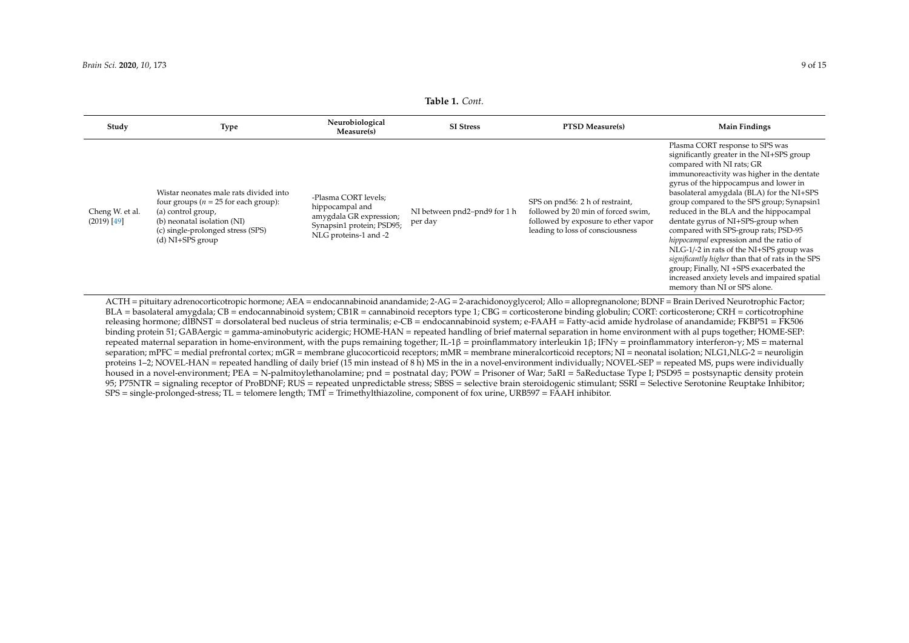**Table 1.** *Cont.*

| Study | Type | Neurobiological Measure(s) | SI Stress | PTSD Measure(s) | Main Findings |
|---|---|---|---|---|---|
| Cheng W. et al. (2019) [49] | Wistar neonates male rats divided into four groups (*n* = 25 for each group): (a) control group, (b) neonatal isolation (NI) (c) single-prolonged stress (SPS) (d) NI+SPS group | -Plasma CORT levels; hippocampal and amygdala GR expression; Synapsin1 protein; PSD95; NLG proteins-1 and -2 | NI between pnd2–pnd9 for 1 h per day | SPS on pnd56: 2 h of restraint, followed by 20 min of forced swim, followed by exposure to ether vapor leading to loss of consciousness | Plasma CORT response to SPS was significantly greater in the NI+SPS group compared with NI rats; GR immunoreactivity was higher in the dentate gyrus of the hippocampus and lower in basolateral amygdala (BLA) for the NI+SPS group compared to the SPS group; Synapsin1 reduced in the BLA and the hippocampal dentate gyrus of NI+SPS-group when compared with SPS-group rats; PSD-95 *hippocampal* expression and the ratio of NLG-1/-2 in rats of the NI+SPS group was *significantly higher* than that of rats in the SPS group; Finally, NI +SPS exacerbated the increased anxiety levels and impaired spatial memory than NI or SPS alone. |

ACTH = pituitary adrenocorticotropic hormone; AEA = endocannabinoid anandamide; 2-AG = 2-arachidonoyglycerol; Allo = allopregnanolone; BDNF = Brain Derived Neurotrophic Factor; BLA = basolateral amygdala; CB = endocannabinoid system; CB1R = cannabinoid receptors type 1; CBG = corticosterone binding globulin; CORT: corticosterone; CRH = corticotrophine releasing hormone; dlBNST = dorsolateral bed nucleus of stria terminalis; e-CB = endocannabinoid system; e-FAAH = Fatty-acid amide hydrolase of anandamide; FKBP51 = FK506 binding protein 51; GABAergic = gamma-aminobutyric acidergic; HOME-HAN = repeated handling of brief maternal separation in home environment with al pups together; HOME-SEP: repeated maternal separation in home-environment, with the pups remaining together; IL-1β = proinflammatory interleukin 1β; IFNγ = proinflammatory interferon-γ; MS = maternal separation; mPFC = medial prefrontal cortex; mGR = membrane glucocorticoid receptors; mMR = membrane mineralcorticoid receptors; NI = neonatal isolation; NLG1,NLG-2 = neuroligin proteins 1–2; NOVEL-HAN = repeated handling of daily brief (15 min instead of 8 h) MS in the in a novel-environment individually; NOVEL-SEP = repeated MS, pups were individually housed in a novel-environment; PEA = N-palmitoylethanolamine; pnd = postnatal day; POW = Prisoner of War; 5aRI = 5aReductase Type I; PSD95 = postsynaptic density protein 95; P75NTR = signaling receptor of ProBDNF; RUS = repeated unpredictable stress; SBSS = selective brain steroidogenic stimulant; SSRI = Selective Serotonine Reuptake Inhibitor; SPS = single-prolonged-stress; TL = telomere length; TMT = Trimethylthiazoline, component of fox urine, URB597 = FAAH inhibitor.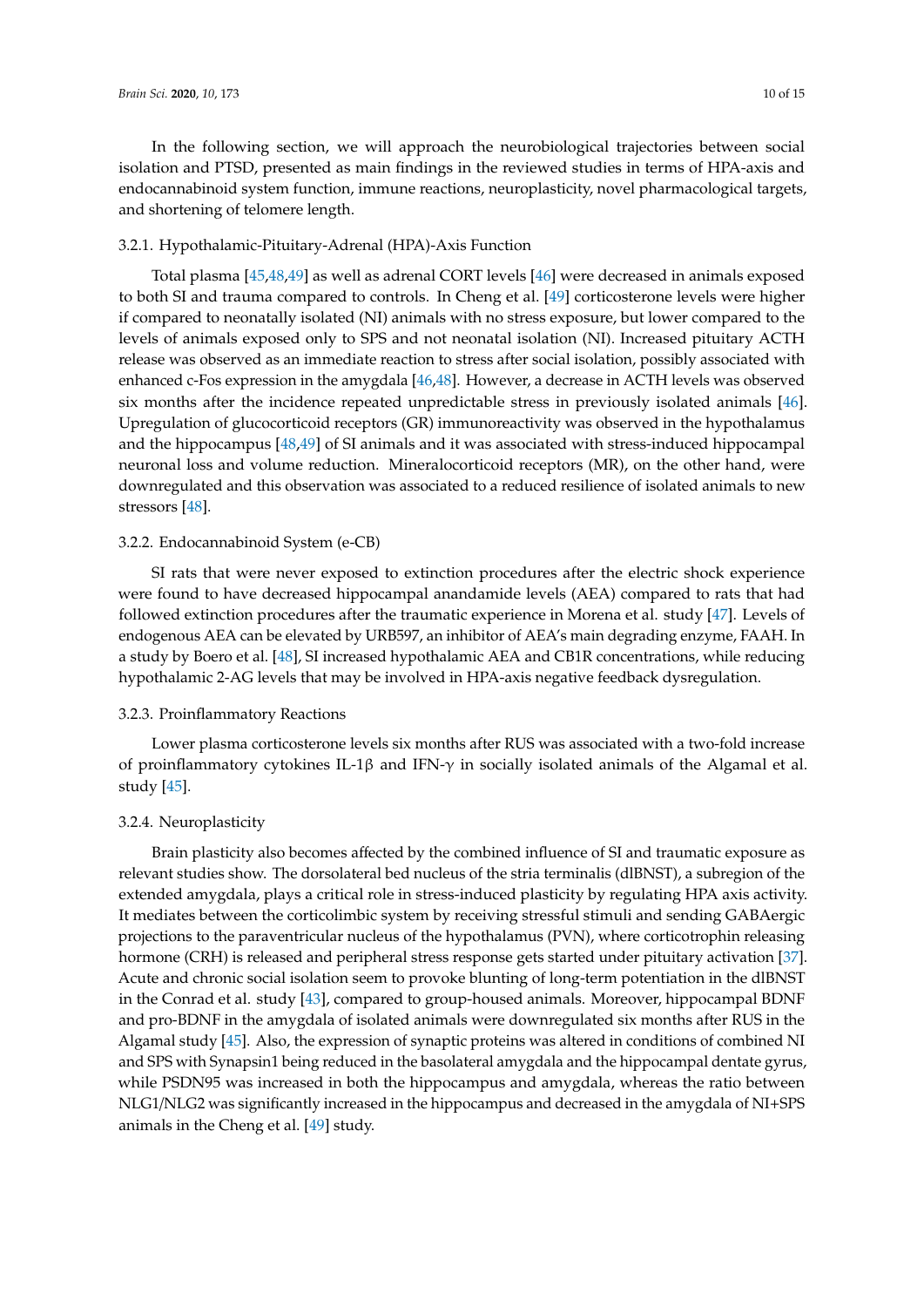In the following section, we will approach the neurobiological trajectories between social isolation and PTSD, presented as main findings in the reviewed studies in terms of HPA-axis and endocannabinoid system function, immune reactions, neuroplasticity, novel pharmacological targets, and shortening of telomere length.

#### 3.2.1. Hypothalamic-Pituitary-Adrenal (HPA)-Axis Function

Total plasma [45,48,49] as well as adrenal CORT levels [46] were decreased in animals exposed to both SI and trauma compared to controls. In Cheng et al. [49] corticosterone levels were higher if compared to neonatally isolated (NI) animals with no stress exposure, but lower compared to the levels of animals exposed only to SPS and not neonatal isolation (NI). Increased pituitary ACTH release was observed as an immediate reaction to stress after social isolation, possibly associated with enhanced c-Fos expression in the amygdala [46,48]. However, a decrease in ACTH levels was observed six months after the incidence repeated unpredictable stress in previously isolated animals [46]. Upregulation of glucocorticoid receptors (GR) immunoreactivity was observed in the hypothalamus and the hippocampus [48,49] of SI animals and it was associated with stress-induced hippocampal neuronal loss and volume reduction. Mineralocorticoid receptors (MR), on the other hand, were downregulated and this observation was associated to a reduced resilience of isolated animals to new stressors [48].

#### 3.2.2. Endocannabinoid System (e-CB)

SI rats that were never exposed to extinction procedures after the electric shock experience were found to have decreased hippocampal anandamide levels (AEA) compared to rats that had followed extinction procedures after the traumatic experience in Morena et al. study [47]. Levels of endogenous AEA can be elevated by URB597, an inhibitor of AEA's main degrading enzyme, FAAH. In a study by Boero et al. [48], SI increased hypothalamic AEA and CB1R concentrations, while reducing hypothalamic 2-AG levels that may be involved in HPA-axis negative feedback dysregulation.

#### 3.2.3. Proinflammatory Reactions

Lower plasma corticosterone levels six months after RUS was associated with a two-fold increase of proinflammatory cytokines IL-1β and IFN-γ in socially isolated animals of the Algamal et al. study [45].

#### 3.2.4. Neuroplasticity

Brain plasticity also becomes affected by the combined influence of SI and traumatic exposure as relevant studies show. The dorsolateral bed nucleus of the stria terminalis (dlBNST), a subregion of the extended amygdala, plays a critical role in stress-induced plasticity by regulating HPA axis activity. It mediates between the corticolimbic system by receiving stressful stimuli and sending GABAergic projections to the paraventricular nucleus of the hypothalamus (PVN), where corticotrophin releasing hormone (CRH) is released and peripheral stress response gets started under pituitary activation [37]. Acute and chronic social isolation seem to provoke blunting of long-term potentiation in the dlBNST in the Conrad et al. study [43], compared to group-housed animals. Moreover, hippocampal BDNF and pro-BDNF in the amygdala of isolated animals were downregulated six months after RUS in the Algamal study [45]. Also, the expression of synaptic proteins was altered in conditions of combined NI and SPS with Synapsin1 being reduced in the basolateral amygdala and the hippocampal dentate gyrus, while PSDN95 was increased in both the hippocampus and amygdala, whereas the ratio between NLG1/NLG2 was significantly increased in the hippocampus and decreased in the amygdala of NI+SPS animals in the Cheng et al. [49] study.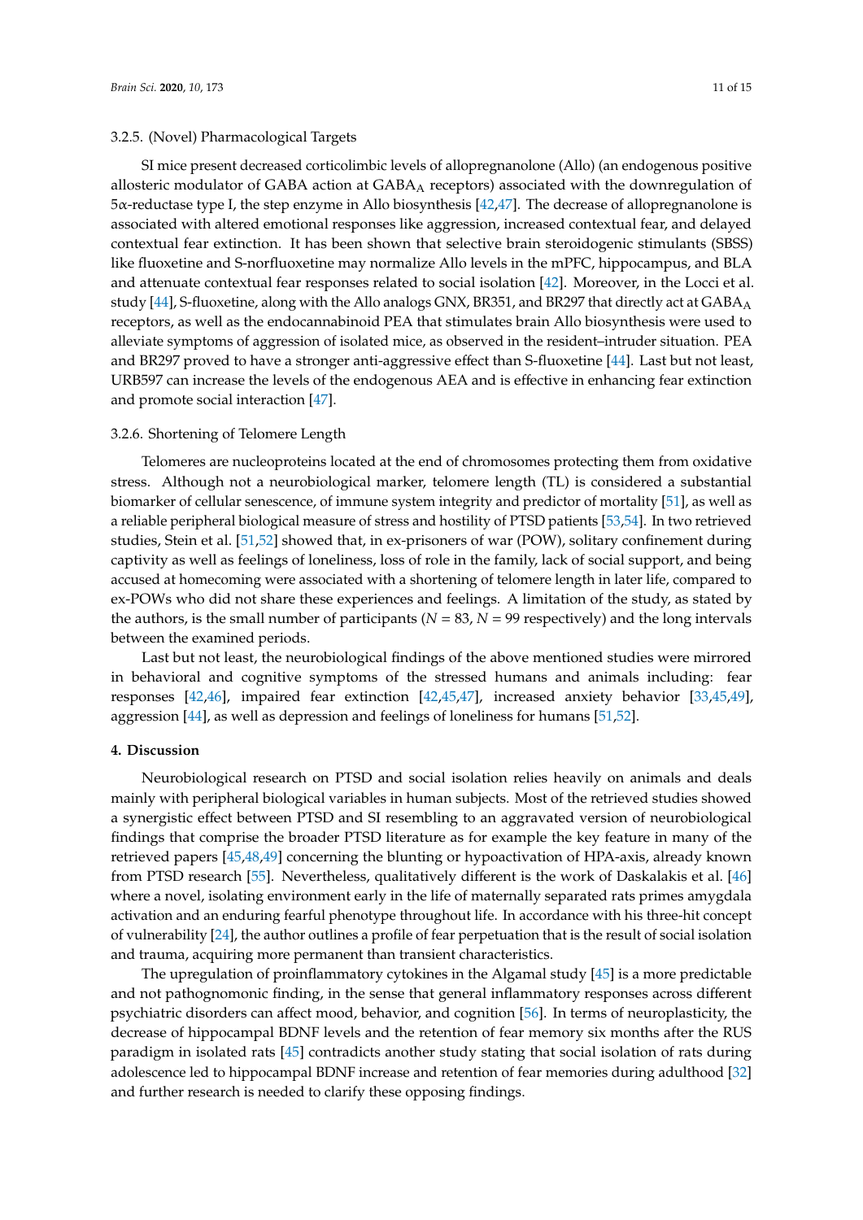### 3.2.5. (Novel) Pharmacological Targets

SI mice present decreased corticolimbic levels of allopregnanolone (Allo) (an endogenous positive allosteric modulator of GABA action at $GABA_A$ receptors) associated with the downregulation of 5α-reductase type I, the step enzyme in Allo biosynthesis [42,47]. The decrease of allopregnanolone is associated with altered emotional responses like aggression, increased contextual fear, and delayed contextual fear extinction. It has been shown that selective brain steroidogenic stimulants (SBSS) like fluoxetine and S-norfluoxetine may normalize Allo levels in the mPFC, hippocampus, and BLA and attenuate contextual fear responses related to social isolation [42]. Moreover, in the Locci et al. study [44], S-fluoxetine, along with the Allo analogs GNX, BR351, and BR297 that directly act at $GABA_A$ receptors, as well as the endocannabinoid PEA that stimulates brain Allo biosynthesis were used to alleviate symptoms of aggression of isolated mice, as observed in the resident–intruder situation. PEA and BR297 proved to have a stronger anti-aggressive effect than S-fluoxetine [44]. Last but not least, URB597 can increase the levels of the endogenous AEA and is effective in enhancing fear extinction and promote social interaction [47].

### 3.2.6. Shortening of Telomere Length

Telomeres are nucleoproteins located at the end of chromosomes protecting them from oxidative stress. Although not a neurobiological marker, telomere length (TL) is considered a substantial biomarker of cellular senescence, of immune system integrity and predictor of mortality [51], as well as a reliable peripheral biological measure of stress and hostility of PTSD patients [53,54]. In two retrieved studies, Stein et al. [51,52] showed that, in ex-prisoners of war (POW), solitary confinement during captivity as well as feelings of loneliness, loss of role in the family, lack of social support, and being accused at homecoming were associated with a shortening of telomere length in later life, compared to ex-POWs who did not share these experiences and feelings. A limitation of the study, as stated by the authors, is the small number of participants ($N$ = 83, $N$ = 99 respectively) and the long intervals between the examined periods.

Last but not least, the neurobiological findings of the above mentioned studies were mirrored in behavioral and cognitive symptoms of the stressed humans and animals including: fear responses [42,46], impaired fear extinction [42,45,47], increased anxiety behavior [33,45,49], aggression [44], as well as depression and feelings of loneliness for humans [51,52].

## 4. Discussion

Neurobiological research on PTSD and social isolation relies heavily on animals and deals mainly with peripheral biological variables in human subjects. Most of the retrieved studies showed a synergistic effect between PTSD and SI resembling to an aggravated version of neurobiological findings that comprise the broader PTSD literature as for example the key feature in many of the retrieved papers [45,48,49] concerning the blunting or hypoactivation of HPA-axis, already known from PTSD research [55]. Nevertheless, qualitatively different is the work of Daskalakis et al. [46] where a novel, isolating environment early in the life of maternally separated rats primes amygdala activation and an enduring fearful phenotype throughout life. In accordance with his three-hit concept of vulnerability [24], the author outlines a profile of fear perpetuation that is the result of social isolation and trauma, acquiring more permanent than transient characteristics.

The upregulation of proinflammatory cytokines in the Algamal study [45] is a more predictable and not pathognomonic finding, in the sense that general inflammatory responses across different psychiatric disorders can affect mood, behavior, and cognition [56]. In terms of neuroplasticity, the decrease of hippocampal BDNF levels and the retention of fear memory six months after the RUS paradigm in isolated rats [45] contradicts another study stating that social isolation of rats during adolescence led to hippocampal BDNF increase and retention of fear memories during adulthood [32] and further research is needed to clarify these opposing findings.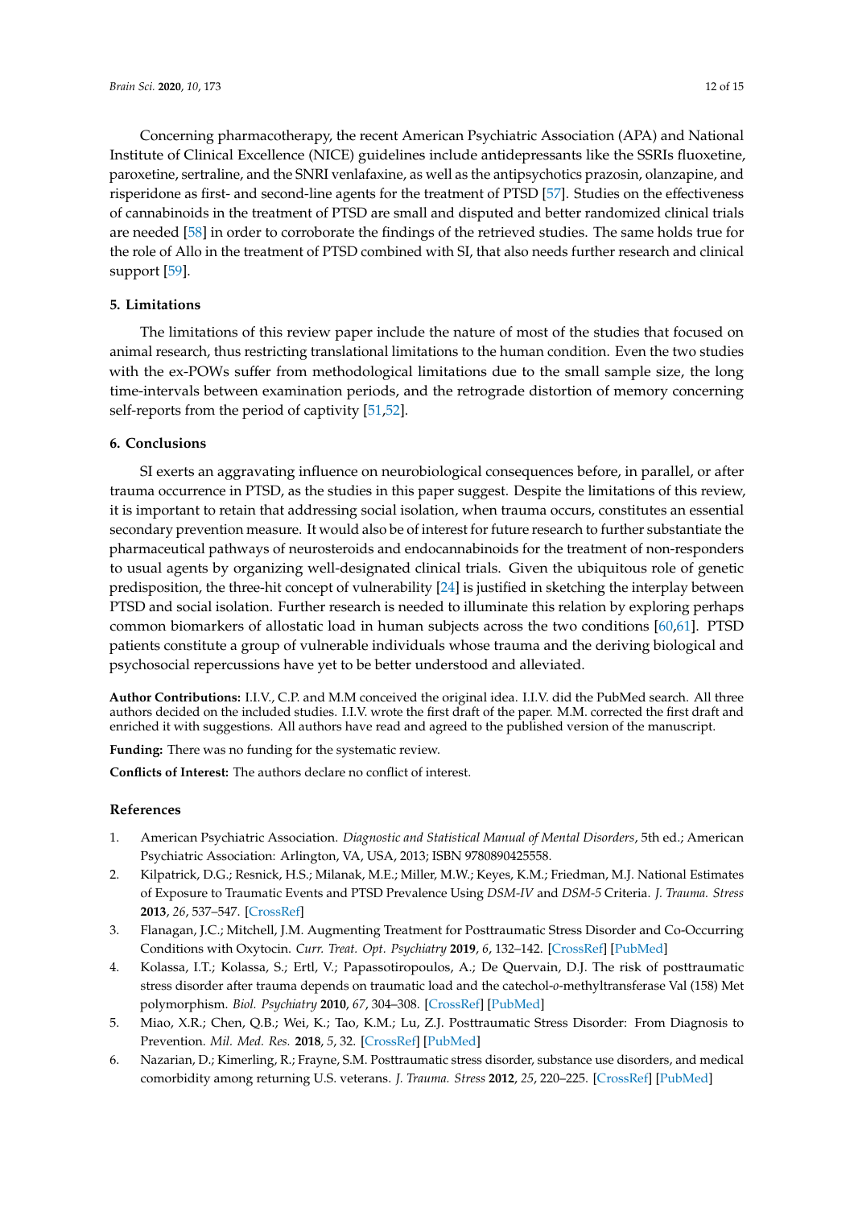Concerning pharmacotherapy, the recent American Psychiatric Association (APA) and National Institute of Clinical Excellence (NICE) guidelines include antidepressants like the SSRIs fluoxetine, paroxetine, sertraline, and the SNRI venlafaxine, as well as the antipsychotics prazosin, olanzapine, and risperidone as first- and second-line agents for the treatment of PTSD [57]. Studies on the effectiveness of cannabinoids in the treatment of PTSD are small and disputed and better randomized clinical trials are needed [58] in order to corroborate the findings of the retrieved studies. The same holds true for the role of Allo in the treatment of PTSD combined with SI, that also needs further research and clinical support [59].

## 5. Limitations

The limitations of this review paper include the nature of most of the studies that focused on animal research, thus restricting translational limitations to the human condition. Even the two studies with the ex-POWs suffer from methodological limitations due to the small sample size, the long time-intervals between examination periods, and the retrograde distortion of memory concerning self-reports from the period of captivity [51,52].

## 6. Conclusions

SI exerts an aggravating influence on neurobiological consequences before, in parallel, or after trauma occurrence in PTSD, as the studies in this paper suggest. Despite the limitations of this review, it is important to retain that addressing social isolation, when trauma occurs, constitutes an essential secondary prevention measure. It would also be of interest for future research to further substantiate the pharmaceutical pathways of neurosteroids and endocannabinoids for the treatment of non-responders to usual agents by organizing well-designated clinical trials. Given the ubiquitous role of genetic predisposition, the three-hit concept of vulnerability [24] is justified in sketching the interplay between PTSD and social isolation. Further research is needed to illuminate this relation by exploring perhaps common biomarkers of allostatic load in human subjects across the two conditions [60,61]. PTSD patients constitute a group of vulnerable individuals whose trauma and the deriving biological and psychosocial repercussions have yet to be better understood and alleviated.

**Author Contributions:** I.I.V., C.P. and M.M conceived the original idea. I.I.V. did the PubMed search. All three authors decided on the included studies. I.I.V. wrote the first draft of the paper. M.M. corrected the first draft and enriched it with suggestions. All authors have read and agreed to the published version of the manuscript.

**Funding:** There was no funding for the systematic review.

**Conflicts of Interest:** The authors declare no conflict of interest.

## References

1. American Psychiatric Association. *Diagnostic and Statistical Manual of Mental Disorders*, 5th ed.; American Psychiatric Association: Arlington, VA, USA, 2013; ISBN 9780890425558.
2. Kilpatrick, D.G.; Resnick, H.S.; Milanak, M.E.; Miller, M.W.; Keyes, K.M.; Friedman, M.J. National Estimates of Exposure to Traumatic Events and PTSD Prevalence Using *DSM-IV* and *DSM-5* Criteria. *J. Trauma. Stress* **2013**, *26*, 537–547. [CrossRef]
3. Flanagan, J.C.; Mitchell, J.M. Augmenting Treatment for Posttraumatic Stress Disorder and Co-Occurring Conditions with Oxytocin. *Curr. Treat. Opt. Psychiatry* **2019**, *6*, 132–142. [CrossRef] [PubMed]
4. Kolassa, I.T.; Kolassa, S.; Ertl, V.; Papassotiropoulos, A.; De Quervain, D.J. The risk of posttraumatic stress disorder after trauma depends on traumatic load and the catechol-*o*-methyltransferase Val (158) Met polymorphism. *Biol. Psychiatry* **2010**, *67*, 304–308. [CrossRef] [PubMed]
5. Miao, X.R.; Chen, Q.B.; Wei, K.; Tao, K.M.; Lu, Z.J. Posttraumatic Stress Disorder: From Diagnosis to Prevention. *Mil. Med. Res.* **2018**, *5*, 32. [CrossRef] [PubMed]
6. Nazarian, D.; Kimerling, R.; Frayne, S.M. Posttraumatic stress disorder, substance use disorders, and medical comorbidity among returning U.S. veterans. *J. Trauma. Stress* **2012**, *25*, 220–225. [CrossRef] [PubMed]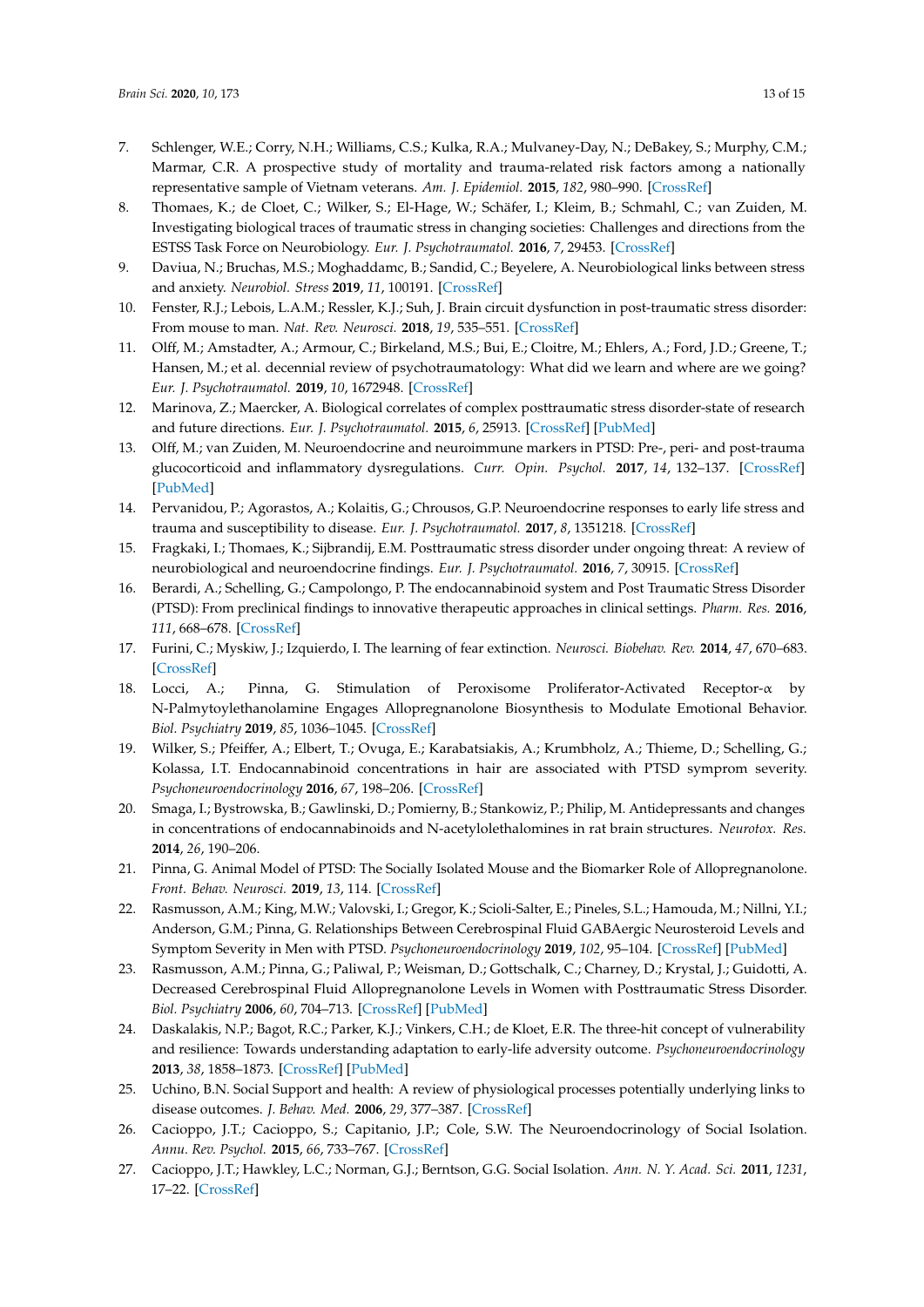7. Schlenger, W.E.; Corry, N.H.; Williams, C.S.; Kulka, R.A.; Mulvaney-Day, N.; DeBakey, S.; Murphy, C.M.; Marmar, C.R. A prospective study of mortality and trauma-related risk factors among a nationally representative sample of Vietnam veterans. *Am. J. Epidemiol.* **2015**, *182*, 980–990. [CrossRef]
8. Thomaes, K.; de Cloet, C.; Wilker, S.; El-Hage, W.; Schäfer, I.; Kleim, B.; Schmahl, C.; van Zuiden, M. Investigating biological traces of traumatic stress in changing societies: Challenges and directions from the ESTSS Task Force on Neurobiology. *Eur. J. Psychotraumatol.* **2016**, *7*, 29453. [CrossRef]
9. Daviua, N.; Bruchas, M.S.; Moghaddamc, B.; Sandid, C.; Beyelere, A. Neurobiological links between stress and anxiety. *Neurobiol. Stress* **2019**, *11*, 100191. [CrossRef]
10. Fenster, R.J.; Lebois, L.A.M.; Ressler, K.J.; Suh, J. Brain circuit dysfunction in post-traumatic stress disorder: From mouse to man. *Nat. Rev. Neurosci.* **2018**, *19*, 535–551. [CrossRef]
11. Olff, M.; Amstadter, A.; Armour, C.; Birkeland, M.S.; Bui, E.; Cloitre, M.; Ehlers, A.; Ford, J.D.; Greene, T.; Hansen, M.; et al. decennial review of psychotraumatology: What did we learn and where are we going? *Eur. J. Psychotraumatol.* **2019**, *10*, 1672948. [CrossRef]
12. Marinova, Z.; Maercker, A. Biological correlates of complex posttraumatic stress disorder-state of research and future directions. *Eur. J. Psychotraumatol.* **2015**, *6*, 25913. [CrossRef] [PubMed]
13. Olff, M.; van Zuiden, M. Neuroendocrine and neuroimmune markers in PTSD: Pre-, peri- and post-trauma glucocorticoid and inflammatory dysregulations. *Curr. Opin. Psychol.* **2017**, *14*, 132–137. [CrossRef] [PubMed]
14. Pervanidou, P.; Agorastos, A.; Kolaitis, G.; Chrousos, G.P. Neuroendocrine responses to early life stress and trauma and susceptibility to disease. *Eur. J. Psychotraumatol.* **2017**, *8*, 1351218. [CrossRef]
15. Fragkaki, I.; Thomaes, K.; Sijbrandij, E.M. Posttraumatic stress disorder under ongoing threat: A review of neurobiological and neuroendocrine findings. *Eur. J. Psychotraumatol.* **2016**, *7*, 30915. [CrossRef]
16. Berardi, A.; Schelling, G.; Campolongo, P. The endocannabinoid system and Post Traumatic Stress Disorder (PTSD): From preclinical findings to innovative therapeutic approaches in clinical settings. *Pharm. Res.* **2016**, *111*, 668–678. [CrossRef]
17. Furini, C.; Myskiw, J.; Izquierdo, I. The learning of fear extinction. *Neurosci. Biobehav. Rev.* **2014**, *47*, 670–683. [CrossRef]
18. Locci, A.; Pinna, G. Stimulation of Peroxisome Proliferator-Activated Receptor-α by N-Palmytoylethanolamine Engages Allopregnanolone Biosynthesis to Modulate Emotional Behavior. *Biol. Psychiatry* **2019**, *85*, 1036–1045. [CrossRef]
19. Wilker, S.; Pfeiffer, A.; Elbert, T.; Ovuga, E.; Karabatsiakis, A.; Krumbholz, A.; Thieme, D.; Schelling, G.; Kolassa, I.T. Endocannabinoid concentrations in hair are associated with PTSD symprom severity. *Psychoneuroendocrinology* **2016**, *67*, 198–206. [CrossRef]
20. Smaga, I.; Bystrowska, B.; Gawlinski, D.; Pomierny, B.; Stankowiz, P.; Philip, M. Antidepressants and changes in concentrations of endocannabinoids and N-acetylolethalomines in rat brain structures. *Neurotox. Res.* **2014**, *26*, 190–206.
21. Pinna, G. Animal Model of PTSD: The Socially Isolated Mouse and the Biomarker Role of Allopregnanolone. *Front. Behav. Neurosci.* **2019**, *13*, 114. [CrossRef]
22. Rasmusson, A.M.; King, M.W.; Valovski, I.; Gregor, K.; Scioli-Salter, E.; Pineles, S.L.; Hamouda, M.; Nillni, Y.I.; Anderson, G.M.; Pinna, G. Relationships Between Cerebrospinal Fluid GABAergic Neurosteroid Levels and Symptom Severity in Men with PTSD. *Psychoneuroendocrinology* **2019**, *102*, 95–104. [CrossRef] [PubMed]
23. Rasmusson, A.M.; Pinna, G.; Paliwal, P.; Weisman, D.; Gottschalk, C.; Charney, D.; Krystal, J.; Guidotti, A. Decreased Cerebrospinal Fluid Allopregnanolone Levels in Women with Posttraumatic Stress Disorder. *Biol. Psychiatry* **2006**, *60*, 704–713. [CrossRef] [PubMed]
24. Daskalakis, N.P.; Bagot, R.C.; Parker, K.J.; Vinkers, C.H.; de Kloet, E.R. The three-hit concept of vulnerability and resilience: Towards understanding adaptation to early-life adversity outcome. *Psychoneuroendocrinology* **2013**, *38*, 1858–1873. [CrossRef] [PubMed]
25. Uchino, B.N. Social Support and health: A review of physiological processes potentially underlying links to disease outcomes. *J. Behav. Med.* **2006**, *29*, 377–387. [CrossRef]
26. Cacioppo, J.T.; Cacioppo, S.; Capitanio, J.P.; Cole, S.W. The Neuroendocrinology of Social Isolation. *Annu. Rev. Psychol.* **2015**, *66*, 733–767. [CrossRef]
27. Cacioppo, J.T.; Hawkley, L.C.; Norman, G.J.; Berntson, G.G. Social Isolation. *Ann. N. Y. Acad. Sci.* **2011**, *1231*, 17–22. [CrossRef]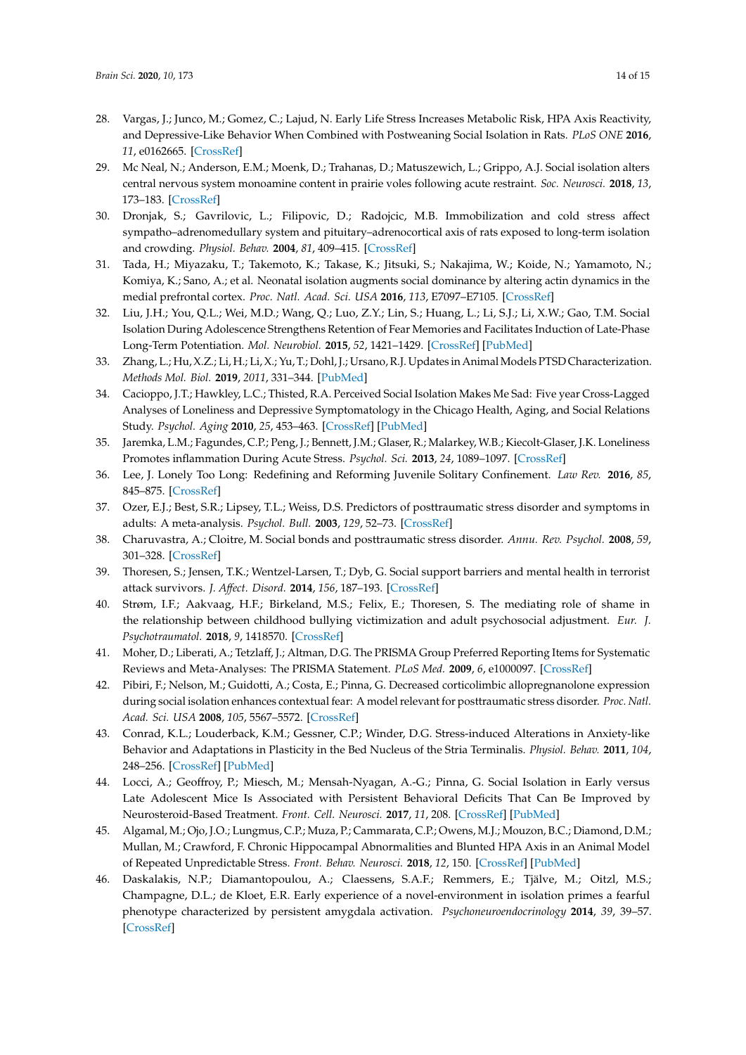28. Vargas, J.; Junco, M.; Gomez, C.; Lajud, N. Early Life Stress Increases Metabolic Risk, HPA Axis Reactivity, and Depressive-Like Behavior When Combined with Postweaning Social Isolation in Rats. *PLoS ONE* **2016**, *11*, e0162665. [CrossRef]
29. Mc Neal, N.; Anderson, E.M.; Moenk, D.; Trahanas, D.; Matuszewich, L.; Grippo, A.J. Social isolation alters central nervous system monoamine content in prairie voles following acute restraint. *Soc. Neurosci.* **2018**, *13*, 173–183. [CrossRef]
30. Dronjak, S.; Gavrilovic, L.; Filipovic, D.; Radojcic, M.B. Immobilization and cold stress affect sympatho–adrenomedullary system and pituitary–adrenocortical axis of rats exposed to long-term isolation and crowding. *Physiol. Behav.* **2004**, *81*, 409–415. [CrossRef]
31. Tada, H.; Miyazaku, T.; Takemoto, K.; Takase, K.; Jitsuki, S.; Nakajima, W.; Koide, N.; Yamamoto, N.; Komiya, K.; Sano, A.; et al. Neonatal isolation augments social dominance by altering actin dynamics in the medial prefrontal cortex. *Proc. Natl. Acad. Sci. USA* **2016**, *113*, E7097–E7105. [CrossRef]
32. Liu, J.H.; You, Q.L.; Wei, M.D.; Wang, Q.; Luo, Z.Y.; Lin, S.; Huang, L.; Li, S.J.; Li, X.W.; Gao, T.M. Social Isolation During Adolescence Strengthens Retention of Fear Memories and Facilitates Induction of Late-Phase Long-Term Potentiation. *Mol. Neurobiol.* **2015**, *52*, 1421–1429. [CrossRef] [PubMed]
33. Zhang, L.; Hu, X.Z.; Li, H.; Li, X.; Yu, T.; Dohl, J.; Ursano, R.J. Updates in Animal Models PTSD Characterization. *Methods Mol. Biol.* **2019**, *2011*, 331–344. [PubMed]
34. Cacioppo, J.T.; Hawkley, L.C.; Thisted, R.A. Perceived Social Isolation Makes Me Sad: Five year Cross-Lagged Analyses of Loneliness and Depressive Symptomatology in the Chicago Health, Aging, and Social Relations Study. *Psychol. Aging* **2010**, *25*, 453–463. [CrossRef] [PubMed]
35. Jaremka, L.M.; Fagundes, C.P.; Peng, J.; Bennett, J.M.; Glaser, R.; Malarkey, W.B.; Kiecolt-Glaser, J.K. Loneliness Promotes inflammation During Acute Stress. *Psychol. Sci.* **2013**, *24*, 1089–1097. [CrossRef]
36. Lee, J. Lonely Too Long: Redefining and Reforming Juvenile Solitary Confinement. *Law Rev.* **2016**, *85*, 845–875. [CrossRef]
37. Ozer, E.J.; Best, S.R.; Lipsey, T.L.; Weiss, D.S. Predictors of posttraumatic stress disorder and symptoms in adults: A meta-analysis. *Psychol. Bull.* **2003**, *129*, 52–73. [CrossRef]
38. Charuvastra, A.; Cloitre, M. Social bonds and posttraumatic stress disorder. *Annu. Rev. Psychol.* **2008**, *59*, 301–328. [CrossRef]
39. Thoresen, S.; Jensen, T.K.; Wentzel-Larsen, T.; Dyb, G. Social support barriers and mental health in terrorist attack survivors. *J. Affect. Disord.* **2014**, *156*, 187–193. [CrossRef]
40. Strøm, I.F.; Aakvaag, H.F.; Birkeland, M.S.; Felix, E.; Thoresen, S. The mediating role of shame in the relationship between childhood bullying victimization and adult psychosocial adjustment. *Eur. J. Psychotraumatol.* **2018**, *9*, 1418570. [CrossRef]
41. Moher, D.; Liberati, A.; Tetzlaff, J.; Altman, D.G. The PRISMA Group Preferred Reporting Items for Systematic Reviews and Meta-Analyses: The PRISMA Statement. *PLoS Med.* **2009**, *6*, e1000097. [CrossRef]
42. Pibiri, F.; Nelson, M.; Guidotti, A.; Costa, E.; Pinna, G. Decreased corticolimbic allopregnanolone expression during social isolation enhances contextual fear: A model relevant for posttraumatic stress disorder. *Proc. Natl. Acad. Sci. USA* **2008**, *105*, 5567–5572. [CrossRef]
43. Conrad, K.L.; Louderback, K.M.; Gessner, C.P.; Winder, D.G. Stress-induced Alterations in Anxiety-like Behavior and Adaptations in Plasticity in the Bed Nucleus of the Stria Terminalis. *Physiol. Behav.* **2011**, *104*, 248–256. [CrossRef] [PubMed]
44. Locci, A.; Geoffroy, P.; Miesch, M.; Mensah-Nyagan, A.-G.; Pinna, G. Social Isolation in Early versus Late Adolescent Mice Is Associated with Persistent Behavioral Deficits That Can Be Improved by Neurosteroid-Based Treatment. *Front. Cell. Neurosci.* **2017**, *11*, 208. [CrossRef] [PubMed]
45. Algamal, M.; Ojo, J.O.; Lungmus, C.P.; Muza, P.; Cammarata, C.P.; Owens, M.J.; Mouzon, B.C.; Diamond, D.M.; Mullan, M.; Crawford, F. Chronic Hippocampal Abnormalities and Blunted HPA Axis in an Animal Model of Repeated Unpredictable Stress. *Front. Behav. Neurosci.* **2018**, *12*, 150. [CrossRef] [PubMed]
46. Daskalakis, N.P.; Diamantopoulou, A.; Claessens, S.A.F.; Remmers, E.; Tjälve, M.; Oitzl, M.S.; Champagne, D.L.; de Kloet, E.R. Early experience of a novel-environment in isolation primes a fearful phenotype characterized by persistent amygdala activation. *Psychoneuroendocrinology* **2014**, *39*, 39–57. [CrossRef]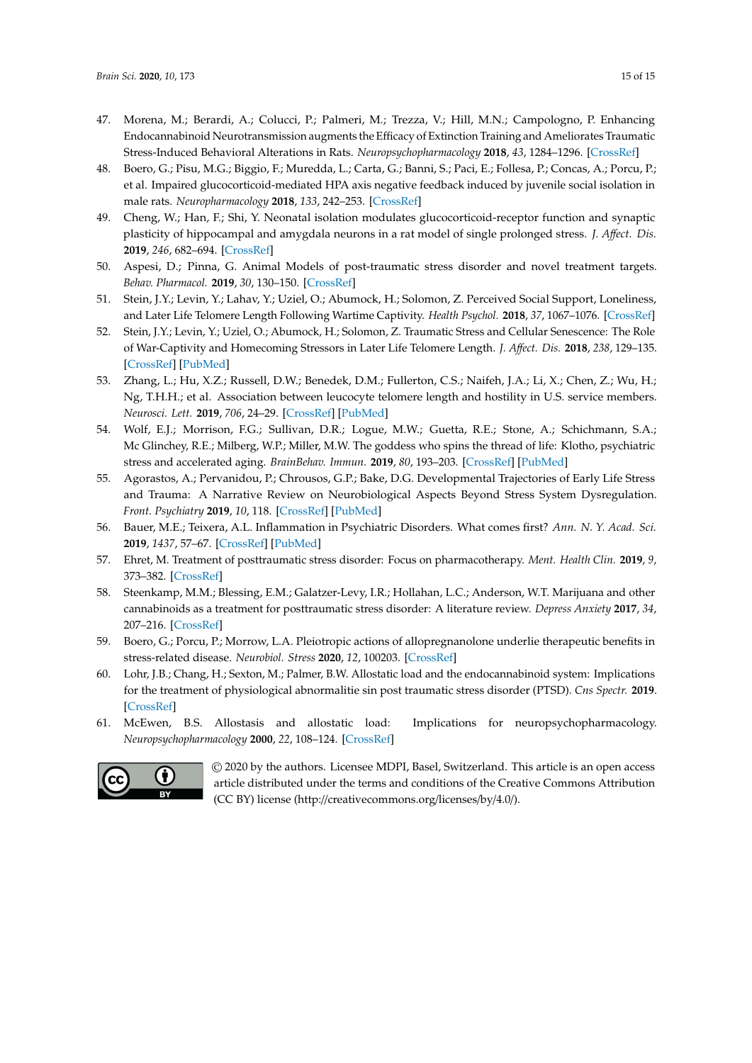47. Morena, M.; Berardi, A.; Colucci, P.; Palmeri, M.; Trezza, V.; Hill, M.N.; Campolongo, P. Enhancing Endocannabinoid Neurotransmission augments the Efficacy of Extinction Training and Ameliorates Traumatic Stress-Induced Behavioral Alterations in Rats. *Neuropsychopharmacology* **2018**, *43*, 1284–1296. [CrossRef]
48. Boero, G.; Pisu, M.G.; Biggio, F.; Muredda, L.; Carta, G.; Banni, S.; Paci, E.; Follesa, P.; Concas, A.; Porcu, P.; et al. Impaired glucocorticoid-mediated HPA axis negative feedback induced by juvenile social isolation in male rats. *Neuropharmacology* **2018**, *133*, 242–253. [CrossRef]
49. Cheng, W.; Han, F.; Shi, Y. Neonatal isolation modulates glucocorticoid-receptor function and synaptic plasticity of hippocampal and amygdala neurons in a rat model of single prolonged stress. *J. Affect. Dis.* **2019**, *246*, 682–694. [CrossRef]
50. Aspesi, D.; Pinna, G. Animal Models of post-traumatic stress disorder and novel treatment targets. *Behav. Pharmacol.* **2019**, *30*, 130–150. [CrossRef]
51. Stein, J.Y.; Levin, Y.; Lahav, Y.; Uziel, O.; Abumock, H.; Solomon, Z. Perceived Social Support, Loneliness, and Later Life Telomere Length Following Wartime Captivity. *Health Psychol.* **2018**, *37*, 1067–1076. [CrossRef]
52. Stein, J.Y.; Levin, Y.; Uziel, O.; Abumock, H.; Solomon, Z. Traumatic Stress and Cellular Senescence: The Role of War-Captivity and Homecoming Stressors in Later Life Telomere Length. *J. Affect. Dis.* **2018**, *238*, 129–135. [CrossRef] [PubMed]
53. Zhang, L.; Hu, X.Z.; Russell, D.W.; Benedek, D.M.; Fullerton, C.S.; Naifeh, J.A.; Li, X.; Chen, Z.; Wu, H.; Ng, T.H.H.; et al. Association between leucocyte telomere length and hostility in U.S. service members. *Neurosci. Lett.* **2019**, *706*, 24–29. [CrossRef] [PubMed]
54. Wolf, E.J.; Morrison, F.G.; Sullivan, D.R.; Logue, M.W.; Guetta, R.E.; Stone, A.; Schichmann, S.A.; Mc Glinchey, R.E.; Milberg, W.P.; Miller, M.W. The goddess who spins the thread of life: Klotho, psychiatric stress and accelerated aging. *BrainBehav. Immun.* **2019**, *80*, 193–203. [CrossRef] [PubMed]
55. Agorastos, A.; Pervanidou, P.; Chrousos, G.P.; Bake, D.G. Developmental Trajectories of Early Life Stress and Trauma: A Narrative Review on Neurobiological Aspects Beyond Stress System Dysregulation. *Front. Psychiatry* **2019**, *10*, 118. [CrossRef] [PubMed]
56. Bauer, M.E.; Teixera, A.L. Inflammation in Psychiatric Disorders. What comes first? *Ann. N. Y. Acad. Sci.* **2019**, *1437*, 57–67. [CrossRef] [PubMed]
57. Ehret, M. Treatment of posttraumatic stress disorder: Focus on pharmacotherapy. *Ment. Health Clin.* **2019**, *9*, 373–382. [CrossRef]
58. Steenkamp, M.M.; Blessing, E.M.; Galatzer-Levy, I.R.; Hollahan, L.C.; Anderson, W.T. Marijuana and other cannabinoids as a treatment for posttraumatic stress disorder: A literature review. *Depress Anxiety* **2017**, *34*, 207–216. [CrossRef]
59. Boero, G.; Porcu, P.; Morrow, L.A. Pleiotropic actions of allopregnanolone underlie therapeutic benefits in stress-related disease. *Neurobiol. Stress* **2020**, *12*, 100203. [CrossRef]
60. Lohr, J.B.; Chang, H.; Sexton, M.; Palmer, B.W. Allostatic load and the endocannabinoid system: Implications for the treatment of physiological abnormalitie sin post traumatic stress disorder (PTSD). *Cns Spectr.* **2019**. [CrossRef]
61. McEwen, B.S. Allostasis and allostatic load: Implications for neuropsychopharmacology. *Neuropsychopharmacology* **2000**, *22*, 108–124. [CrossRef]

© 2020 by the authors. Licensee MDPI, Basel, Switzerland. This article is an open access article distributed under the terms and conditions of the Creative Commons Attribution (CC BY) license (http://creativecommons.org/licenses/by/4.0/).